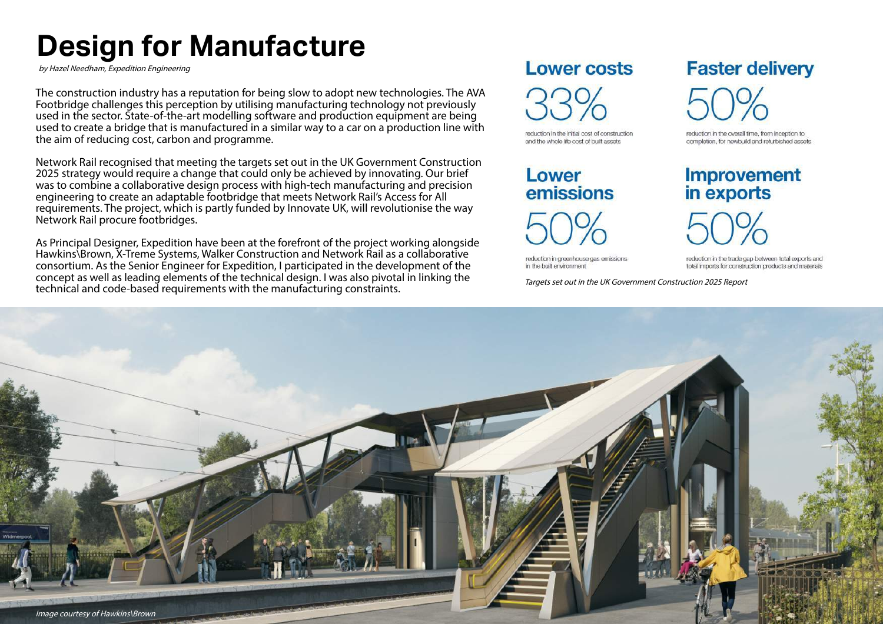# Design for Manufacture

*by Hazel Needham, Expedition Engineering*

The construction industry has a reputation for being slow to adopt new technologies. The AVA Footbridge challenges this perception by utilising manufacturing technology not previously used in the sector. State-of-the-art modelling software and production equipment are being used to create a bridge that is manufactured in a similar way to a car on a production line with the aim of reducing cost, carbon and programme.

Network Rail recognised that meeting the targets set out in the UK Government Construction 2025 strategy would require a change that could only be achieved by innovating. Our brief was to combine a collaborative design process with high-tech manufacturing and precision engineering to create an adaptable footbridge that meets Network Rail's Access for All requirements. The project, which is partly funded by Innovate UK, will revolutionise the way Network Rail procure footbridges.

As Principal Designer, Expedition have been at the forefront of the project working alongside Hawkins\Brown, X-Treme Systems, Walker Construction and Network Rail as a collaborative consortium. As the Senior Engineer for Expedition, I participated in the development of the concept as well as leading elements of the technical design. I was also pivotal in linking the technical and code-based requirements with the manufacturing constraints.

## Lower costs

33%

reduction in the initial cost of construction and the whole life cost of built assets

## Faster delivery

50%

reduction in the overall time, from inception to completion, for newbuild and refurbished assets

## Lower emissions

50%

reduction in greenhouse gas emissions in the built environment

## Improvement in exports

50%

reduction in the trade gap between total exports and total imports for construction products and materials

*Targets set out in the UK Government Construction 2025 Report*

*Image courtesy of Hawkins\Brown*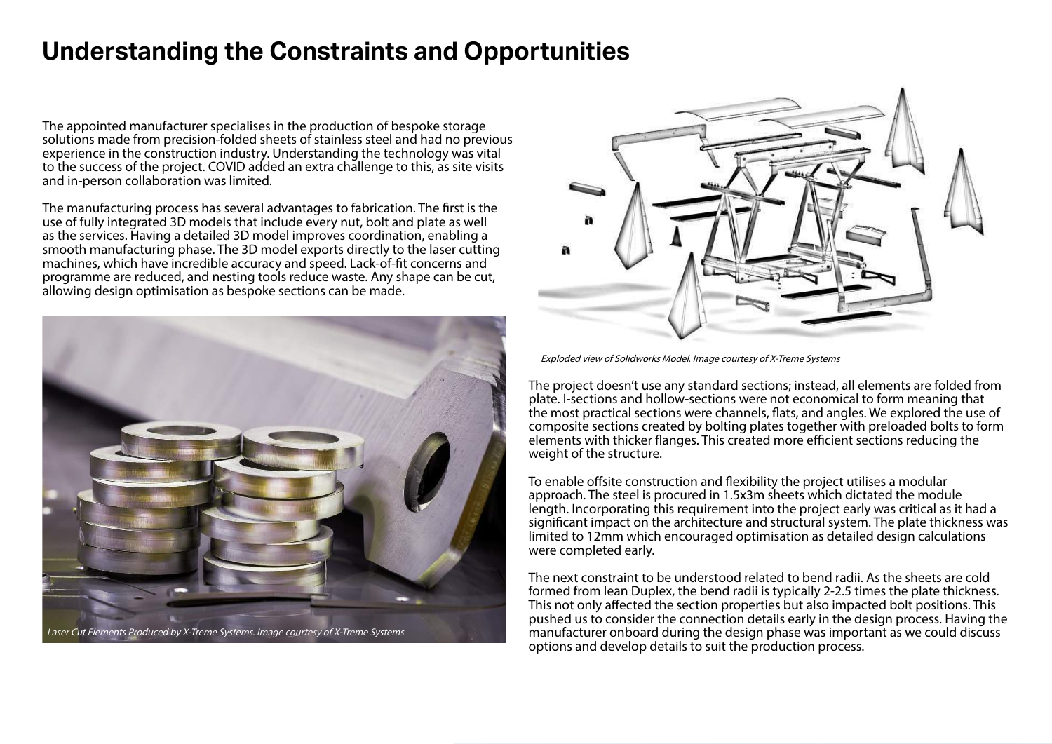# Understanding the Constraints and Opportunities

The appointed manufacturer specialises in the production of bespoke storage solutions made from precision-folded sheets of stainless steel and had no previous experience in the construction industry. Understanding the technology was vital to the success of the project. COVID added an extra challenge to this, as site visits and in-person collaboration was limited.

The manufacturing process has several advantages to fabrication. The first is the use of fully integrated 3D models that include every nut, bolt and plate as well as the services. Having a detailed 3D model improves coordination, enabling a smooth manufacturing phase. The 3D model exports directly to the laser cutting machines, which have incredible accuracy and speed. Lack-of-fit concerns and programme are reduced, and nesting tools reduce waste. Any shape can be cut, allowing design optimisation as bespoke sections can be made.

*Laser Cut Elements Produced by X-Treme Systems. Image courtesy of X-Treme Systems*

*Exploded view of Solidworks Model. Image courtesy of X-Treme Systems*

The project doesn't use any standard sections; instead, all elements are folded from plate. I-sections and hollow-sections were not economical to form meaning that the most practical sections were channels, flats, and angles. We explored the use of composite sections created by bolting plates together with preloaded bolts to form elements with thicker flanges. This created more efficient sections reducing the weight of the structure.

To enable offsite construction and flexibility the project utilises a modular approach. The steel is procured in 1.5x3m sheets which dictated the module length. Incorporating this requirement into the project early was critical as it had a significant impact on the architecture and structural system. The plate thickness was limited to 12mm which encouraged optimisation as detailed design calculations were completed early.

The next constraint to be understood related to bend radii. As the sheets are cold formed from lean Duplex, the bend radii is typically 2-2.5 times the plate thickness. This not only affected the section properties but also impacted bolt positions. This pushed us to consider the connection details early in the design process. Having the manufacturer onboard during the design phase was important as we could discuss options and develop details to suit the production process.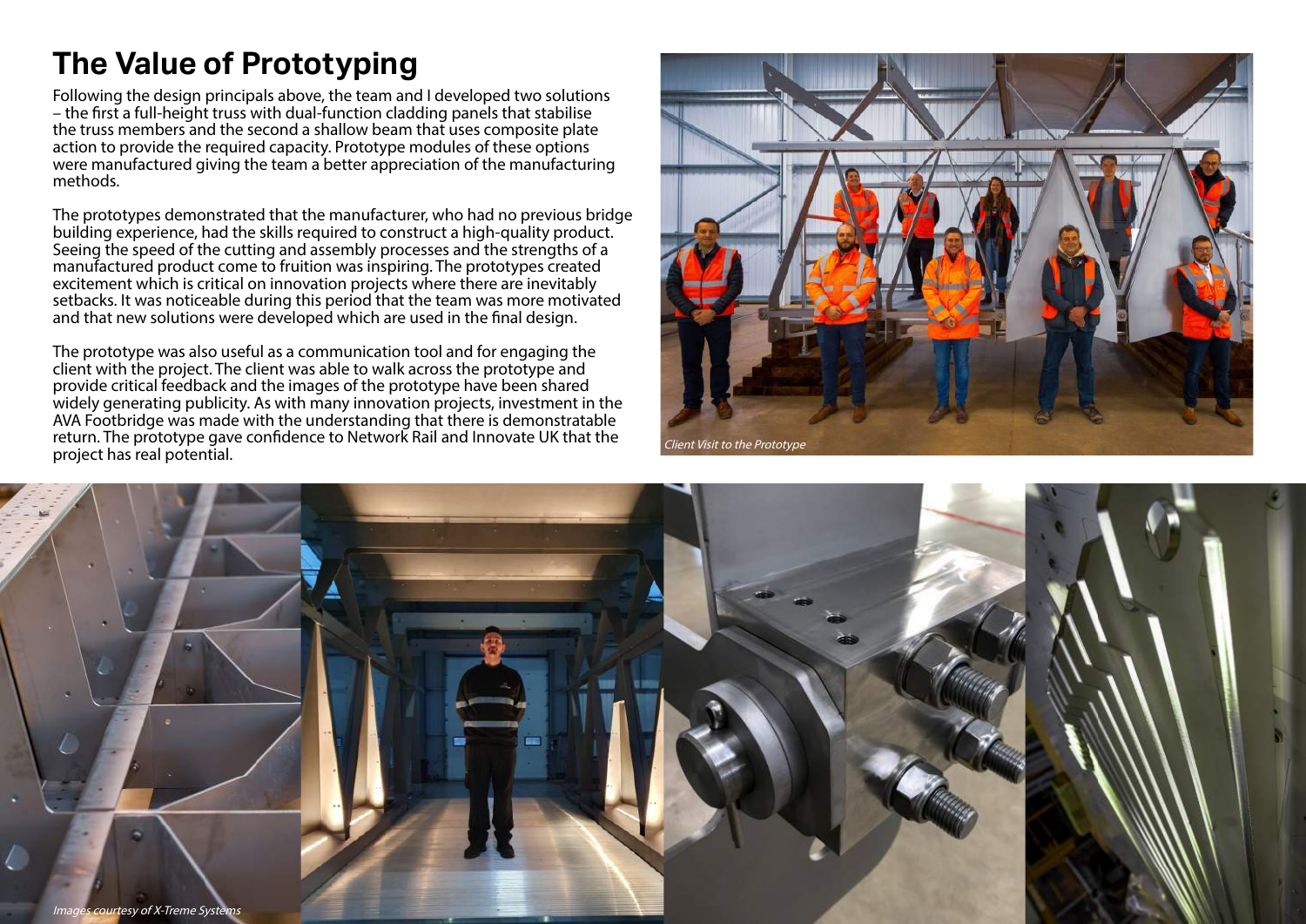# The Value of Prototyping

Following the design principals above, the team and I developed two solutions – the first a full-height truss with dual-function cladding panels that stabilise the truss members and the second a shallow beam that uses composite plate action to provide the required capacity. Prototype modules of these options were manufactured giving the team a better appreciation of the manufacturing methods.

The prototypes demonstrated that the manufacturer, who had no previous bridge building experience, had the skills required to construct a high-quality product. Seeing the speed of the cutting and assembly processes and the strengths of a manufactured product come to fruition was inspiring. The prototypes created excitement which is critical on innovation projects where there are inevitably setbacks. It was noticeable during this period that the team was more motivated and that new solutions were developed which are used in the final design.

The prototype was also useful as a communication tool and for engaging the client with the project. The client was able to walk across the prototype and provide critical feedback and the images of the prototype have been shared widely generating publicity. As with many innovation projects, investment in the AVA Footbridge was made with the understanding that there is demonstrable return. The prototype gave confidence to Network Rail and Innovate UK that the project has real potential.

*Client Visit to the Prototype*

*Images courtesy of X-Treme Systems*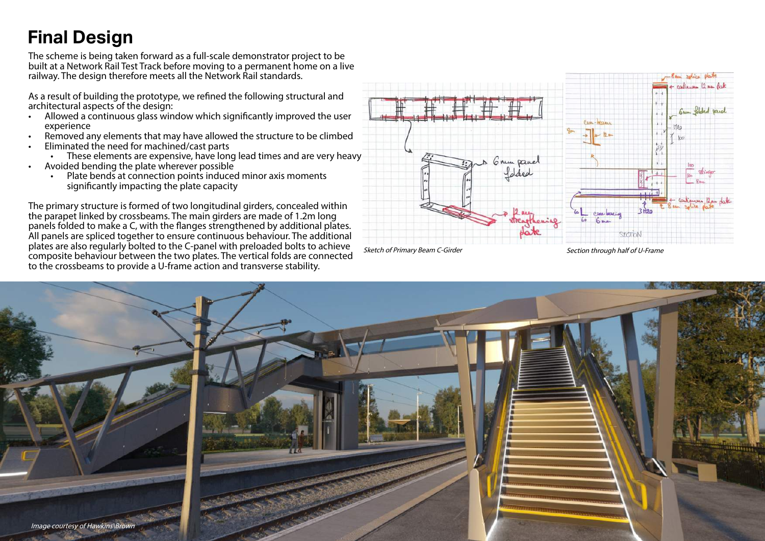# Final Design

The scheme is being taken forward as a full-scale demonstrator project to be built at a Network Rail Test Track before moving to a permanent home on a live railway. The design therefore meets all the Network Rail standards.

As a result of building the prototype, we refined the following structural and architectural aspects of the design:

- Allowed a continuous glass window which significantly improved the user experience
- Removed any elements that may have allowed the structure to be climbed
- Eliminated the need for machined/cast parts
  - These elements are expensive, have long lead times and are very heavy
- Avoided bending the plate wherever possible
  - Plate bends at connection points induced minor axis moments significantly impacting the plate capacity

The primary structure is formed of two longitudinal girders, concealed within the parapet linked by crossbeams. The main girders are made of 1.2m long panels folded to make a C, with the flanges strengthened by additional plates. All panels are spliced together to ensure continuous behaviour. The additional plates are also regularly bolted to the C-panel with preloaded bolts to achieve composite behaviour between the two plates. The vertical folds are connected to the crossbeams to provide a U-frame action and transverse stability.

*Sketch of Primary Beam C-Girder*

*Section through half of U-Frame*

*Image courtesy of Hawkins\Brown*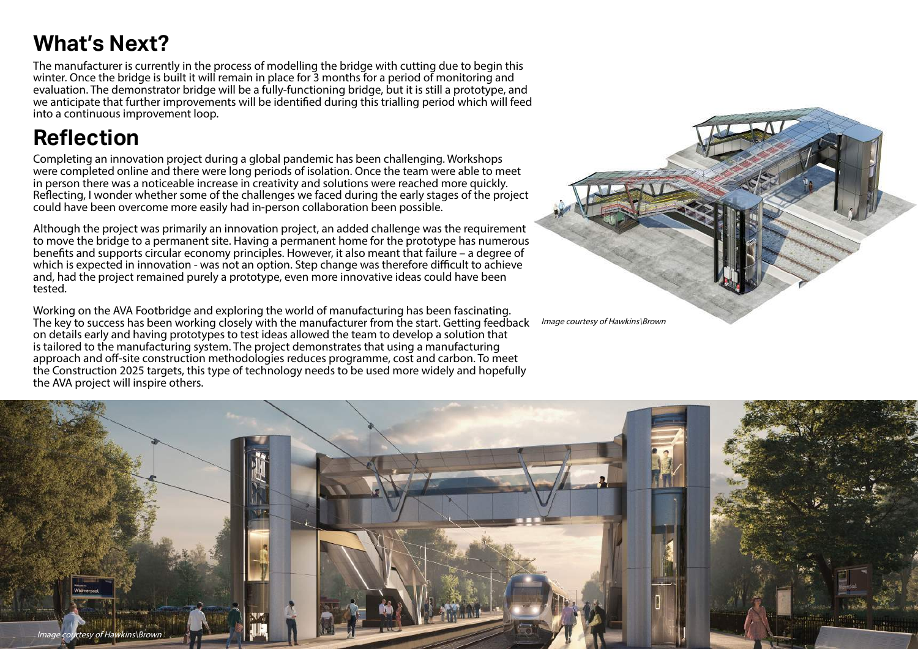## What's Next?

The manufacturer is currently in the process of modelling the bridge with cutting due to begin this winter. Once the bridge is built it will remain in place for 3 months for a period of monitoring and evaluation. The demonstrator bridge will be a fully-functioning bridge, but it is still a prototype, and we anticipate that further improvements will be identified during this trialling period which will feed into a continuous improvement loop.

## Reflection

Completing an innovation project during a global pandemic has been challenging. Workshops were completed online and there were long periods of isolation. Once the team were able to meet in person there was a noticeable increase in creativity and solutions were reached more quickly. Reflecting, I wonder whether some of the challenges we faced during the early stages of the project could have been overcome more easily had in-person collaboration been possible.

Although the project was primarily an innovation project, an added challenge was the requirement to move the bridge to a permanent site. Having a permanent home for the prototype has numerous benefits and supports circular economy principles. However, it also meant that failure – a degree of which is expected in innovation - was not an option. Step change was therefore difficult to achieve and, had the project remained purely a prototype, even more innovative ideas could have been tested.

Working on the AVA Footbridge and exploring the world of manufacturing has been fascinating. The key to success has been working closely with the manufacturer from the start. Getting feedback on details early and having prototypes to test ideas allowed the team to develop a solution that is tailored to the manufacturing system. The project demonstrates that using a manufacturing approach and off-site construction methodologies reduces programme, cost and carbon. To meet the Construction 2025 targets, this type of technology needs to be used more widely and hopefully the AVA project will inspire others.

*Image courtesy of Hawkins\Brown*

*Image courtesy of Hawkins\Brown*